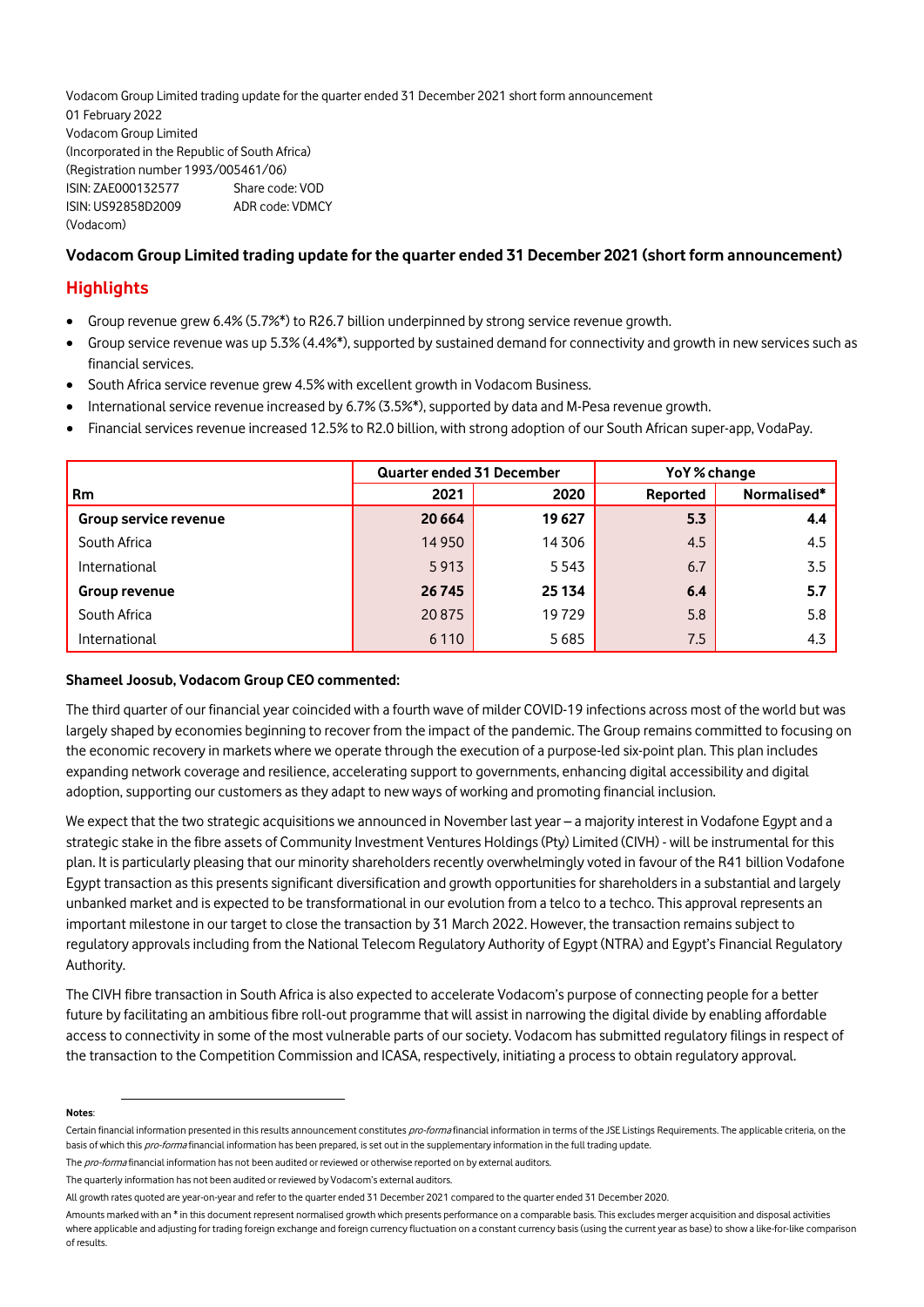Vodacom Group Limited trading update for the quarter ended 31 December 2021 short form announcement
01 February 2022
Vodacom Group Limited
(Incorporated in the Republic of South Africa)
(Registration number 1993/005461/06)
ISIN: ZAE000132577 Share code: VOD
ISIN: US92858D2009 ADR code: VDMCY
(Vodacom)

**Vodacom Group Limited trading update for the quarter ended 31 December 2021 (short form announcement)**

## Highlights

- Group revenue grew 6.4% (5.7%*) to R26.7 billion underpinned by strong service revenue growth.
- Group service revenue was up 5.3% (4.4%*), supported by sustained demand for connectivity and growth in new services such as financial services.
- South Africa service revenue grew 4.5% with excellent growth in Vodacom Business.
- International service revenue increased by 6.7% (3.5%*), supported by data and M-Pesa revenue growth.
- Financial services revenue increased 12.5% to R2.0 billion, with strong adoption of our South African super-app, VodaPay.

| | Quarter ended 31 December | | YoY % change | |
|---|---|---|---|---|
| **Rm** | **2021** | **2020** | **Reported** | **Normalised*** |
| **Group service revenue** | **20 664** | **19 627** | **5.3** | **4.4** |
| South Africa | 14 950 | 14 306 | 4.5 | 4.5 |
| International | 5 913 | 5 543 | 6.7 | 3.5 |
| **Group revenue** | **26 745** | **25 134** | **6.4** | **5.7** |
| South Africa | 20 875 | 19 729 | 5.8 | 5.8 |
| International | 6 110 | 5 685 | 7.5 | 4.3 |

**Shameel Joosub, Vodacom Group CEO commented:**

The third quarter of our financial year coincided with a fourth wave of milder COVID-19 infections across most of the world but was largely shaped by economies beginning to recover from the impact of the pandemic. The Group remains committed to focusing on the economic recovery in markets where we operate through the execution of a purpose-led six-point plan. This plan includes expanding network coverage and resilience, accelerating support to governments, enhancing digital accessibility and digital adoption, supporting our customers as they adapt to new ways of working and promoting financial inclusion.

We expect that the two strategic acquisitions we announced in November last year – a majority interest in Vodafone Egypt and a strategic stake in the fibre assets of Community Investment Ventures Holdings (Pty) Limited (CIVH) - will be instrumental for this plan. It is particularly pleasing that our minority shareholders recently overwhelmingly voted in favour of the R41 billion Vodafone Egypt transaction as this presents significant diversification and growth opportunities for shareholders in a substantial and largely unbanked market and is expected to be transformational in our evolution from a telco to a techco. This approval represents an important milestone in our target to close the transaction by 31 March 2022. However, the transaction remains subject to regulatory approvals including from the National Telecom Regulatory Authority of Egypt (NTRA) and Egypt's Financial Regulatory Authority.

The CIVH fibre transaction in South Africa is also expected to accelerate Vodacom's purpose of connecting people for a better future by facilitating an ambitious fibre roll-out programme that will assist in narrowing the digital divide by enabling affordable access to connectivity in some of the most vulnerable parts of our society. Vodacom has submitted regulatory filings in respect of the transaction to the Competition Commission and ICASA, respectively, initiating a process to obtain regulatory approval.

---

**Notes**:

Certain financial information presented in this results announcement constitutes *pro-forma* financial information in terms of the JSE Listings Requirements. The applicable criteria, on the basis of which this *pro-forma* financial information has been prepared, is set out in the supplementary information in the full trading update.

The *pro-forma* financial information has not been audited or reviewed or otherwise reported on by external auditors.

The quarterly information has not been audited or reviewed by Vodacom's external auditors.

All growth rates quoted are year-on-year and refer to the quarter ended 31 December 2021 compared to the quarter ended 31 December 2020.

Amounts marked with an * in this document represent normalised growth which presents performance on a comparable basis. This excludes merger acquisition and disposal activities where applicable and adjusting for trading foreign exchange and foreign currency fluctuation on a constant currency basis (using the current year as base) to show a like-for-like comparison of results.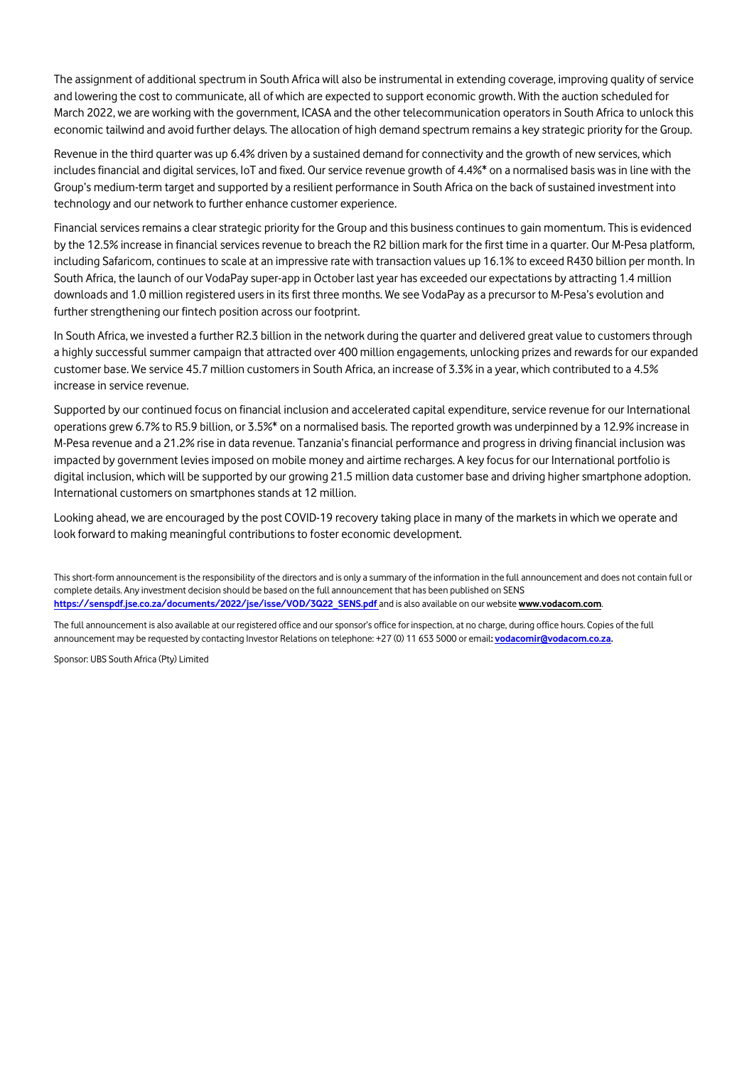The assignment of additional spectrum in South Africa will also be instrumental in extending coverage, improving quality of service and lowering the cost to communicate, all of which are expected to support economic growth. With the auction scheduled for March 2022, we are working with the government, ICASA and the other telecommunication operators in South Africa to unlock this economic tailwind and avoid further delays. The allocation of high demand spectrum remains a key strategic priority for the Group.

Revenue in the third quarter was up 6.4% driven by a sustained demand for connectivity and the growth of new services, which includes financial and digital services, IoT and fixed. Our service revenue growth of 4.4%* on a normalised basis was in line with the Group's medium-term target and supported by a resilient performance in South Africa on the back of sustained investment into technology and our network to further enhance customer experience.

Financial services remains a clear strategic priority for the Group and this business continues to gain momentum. This is evidenced by the 12.5% increase in financial services revenue to breach the R2 billion mark for the first time in a quarter. Our M-Pesa platform, including Safaricom, continues to scale at an impressive rate with transaction values up 16.1% to exceed R430 billion per month. In South Africa, the launch of our VodaPay super-app in October last year has exceeded our expectations by attracting 1.4 million downloads and 1.0 million registered users in its first three months. We see VodaPay as a precursor to M-Pesa's evolution and further strengthening our fintech position across our footprint.

In South Africa, we invested a further R2.3 billion in the network during the quarter and delivered great value to customers through a highly successful summer campaign that attracted over 400 million engagements, unlocking prizes and rewards for our expanded customer base. We service 45.7 million customers in South Africa, an increase of 3.3% in a year, which contributed to a 4.5% increase in service revenue.

Supported by our continued focus on financial inclusion and accelerated capital expenditure, service revenue for our International operations grew 6.7% to R5.9 billion, or 3.5%* on a normalised basis. The reported growth was underpinned by a 12.9% increase in M-Pesa revenue and a 21.2% rise in data revenue. Tanzania's financial performance and progress in driving financial inclusion was impacted by government levies imposed on mobile money and airtime recharges. A key focus for our International portfolio is digital inclusion, which will be supported by our growing 21.5 million data customer base and driving higher smartphone adoption. International customers on smartphones stands at 12 million.

Looking ahead, we are encouraged by the post COVID-19 recovery taking place in many of the markets in which we operate and look forward to making meaningful contributions to foster economic development.

This short-form announcement is the responsibility of the directors and is only a summary of the information in the full announcement and does not contain full or complete details. Any investment decision should be based on the full announcement that has been published on SENS **https://senspdf.jse.co.za/documents/2022/jse/isse/VOD/3Q22_SENS.pdf** and is also available on our website **www.vodacom.com**.

The full announcement is also available at our registered office and our sponsor's office for inspection, at no charge, during office hours. Copies of the full announcement may be requested by contacting Investor Relations on telephone: +27 (0) 11 653 5000 or email: **vodacomir@vodacom.co.za**.

Sponsor: UBS South Africa (Pty) Limited